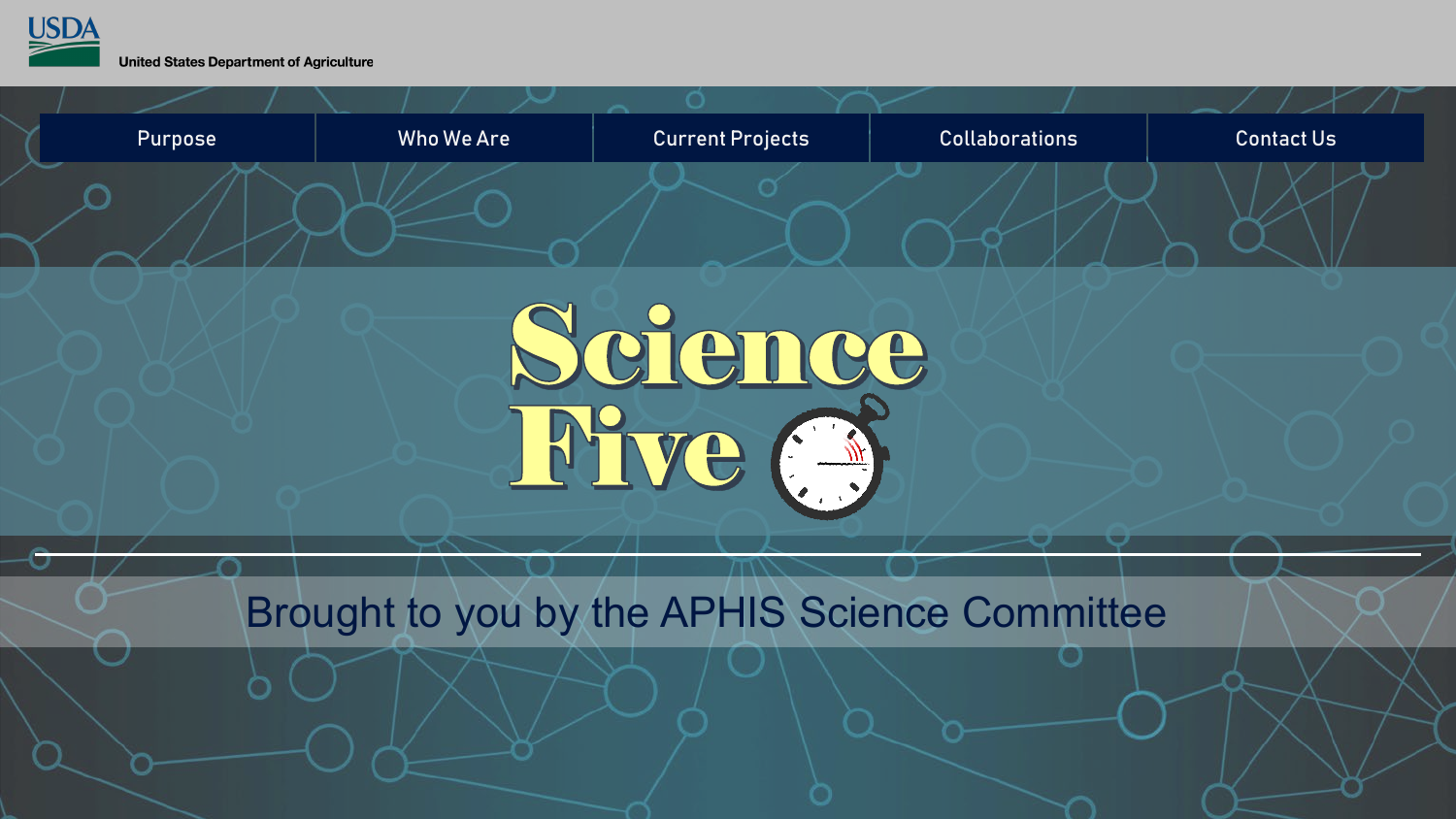USDA

United States Department of Agriculture

Purpose | Who We Are | Current Projects | Collaborations | Contact Us

# Science Five

Brought to you by the APHIS Science Committee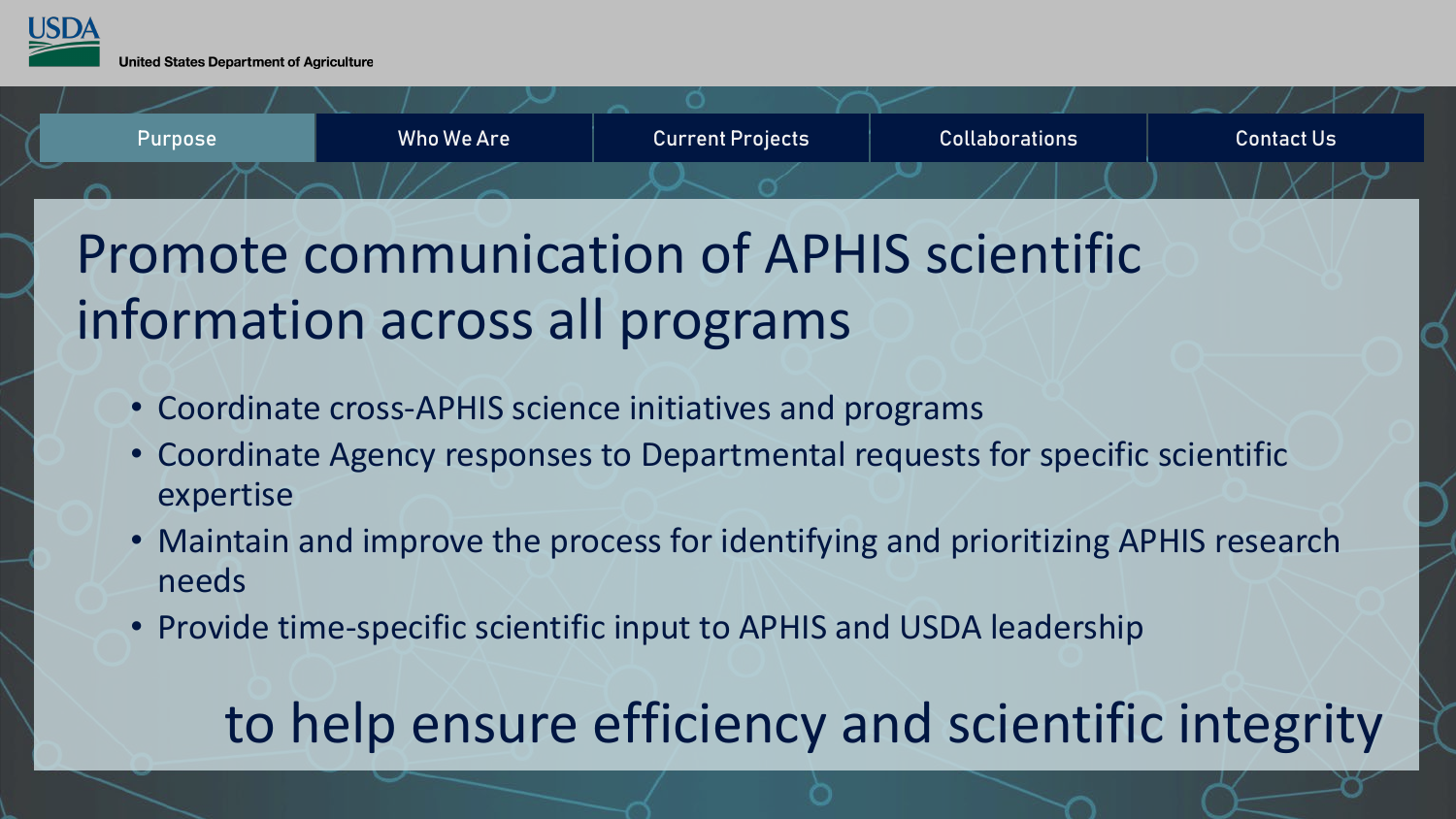Purpose | Who We Are | Current Projects | Collaborations | Contact Us

# Promote communication of APHIS scientific information across all programs

- Coordinate cross-APHIS science initiatives and programs
- Coordinate Agency responses to Departmental requests for specific scientific expertise
- Maintain and improve the process for identifying and prioritizing APHIS research needs
- Provide time-specific scientific input to APHIS and USDA leadership

## to help ensure efficiency and scientific integrity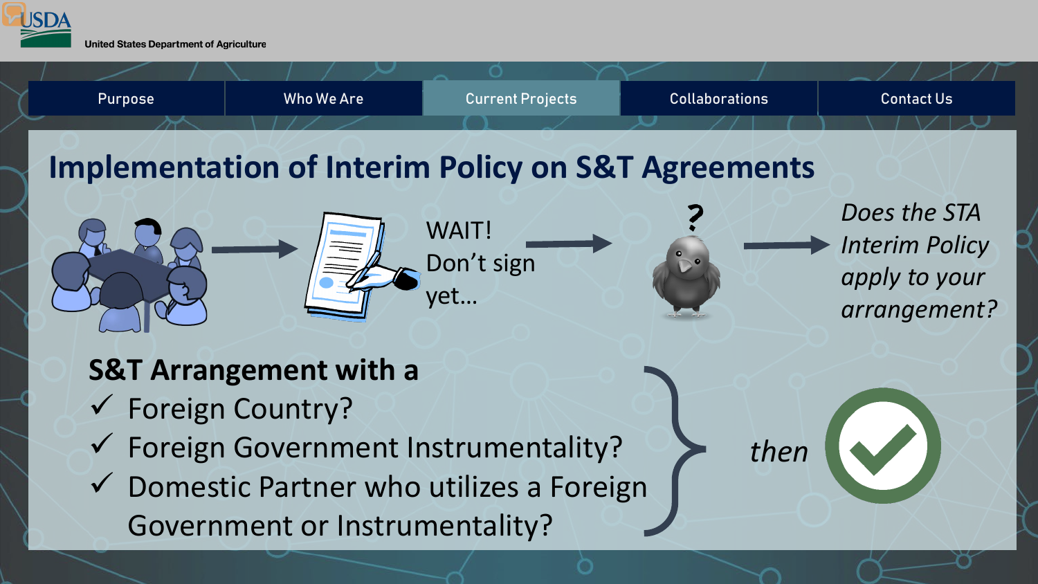Purpose | Who We Are | Current Projects | Collaborations | Contact Us

# Implementation of Interim Policy on S&T Agreements

WAIT! Don't sign yet…

*Does the STA Interim Policy apply to your arrangement?*

**S&T Arrangement with a**

- ✓ Foreign Country?
- ✓ Foreign Government Instrumentality?
- ✓ Domestic Partner who utilizes a Foreign Government or Instrumentality?

*then*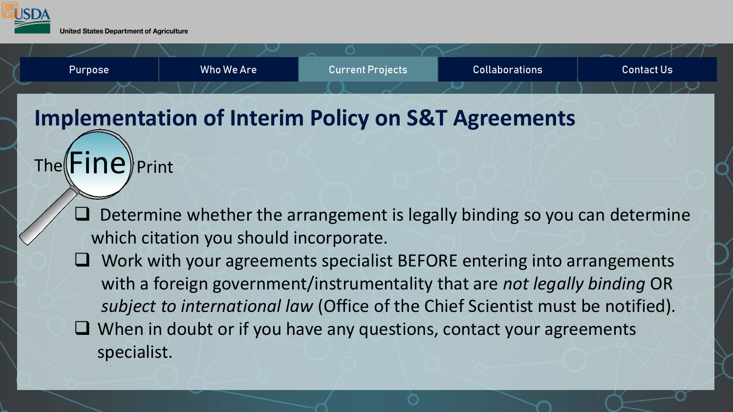Purpose | Who We Are | Current Projects | Collaborations | Contact Us

# Implementation of Interim Policy on S&T Agreements

## The Fine Print

- Determine whether the arrangement is legally binding so you can determine which citation you should incorporate.
- Work with your agreements specialist BEFORE entering into arrangements with a foreign government/instrumentality that are *not legally binding* OR *subject to international law* (Office of the Chief Scientist must be notified).
- When in doubt or if you have any questions, contact your agreements specialist.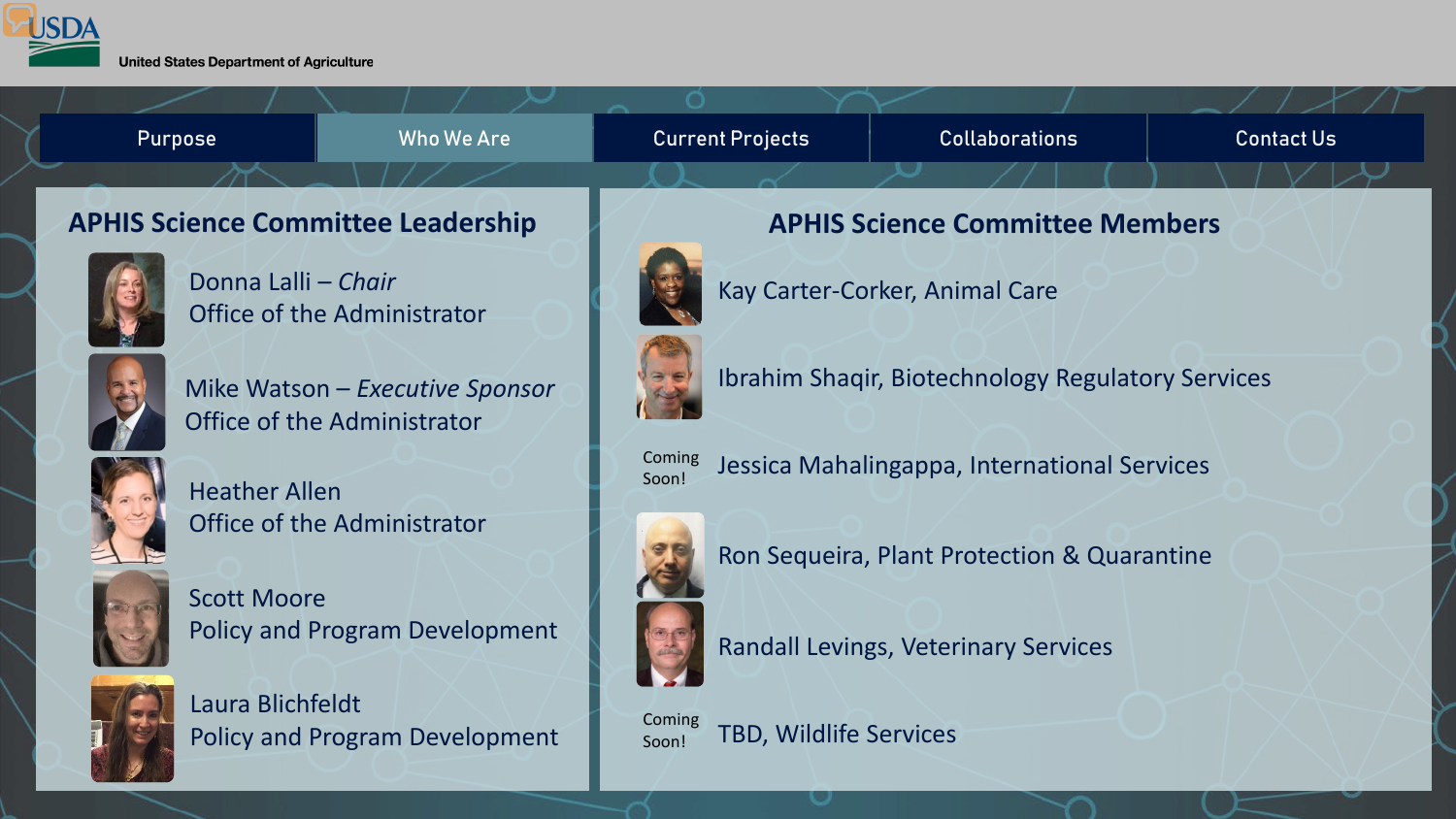United States Department of Agriculture

Purpose | Who We Are | Current Projects | Collaborations | Contact Us

## APHIS Science Committee Leadership

Donna Lalli – *Chair*
Office of the Administrator

Mike Watson – *Executive Sponsor*
Office of the Administrator

Heather Allen
Office of the Administrator

Scott Moore
Policy and Program Development

Laura Blichfeldt
Policy and Program Development

## APHIS Science Committee Members

Kay Carter-Corker, Animal Care

Ibrahim Shaqir, Biotechnology Regulatory Services

Coming Soon! Jessica Mahalingappa, International Services

Ron Sequeira, Plant Protection & Quarantine

Randall Levings, Veterinary Services

Coming Soon! TBD, Wildlife Services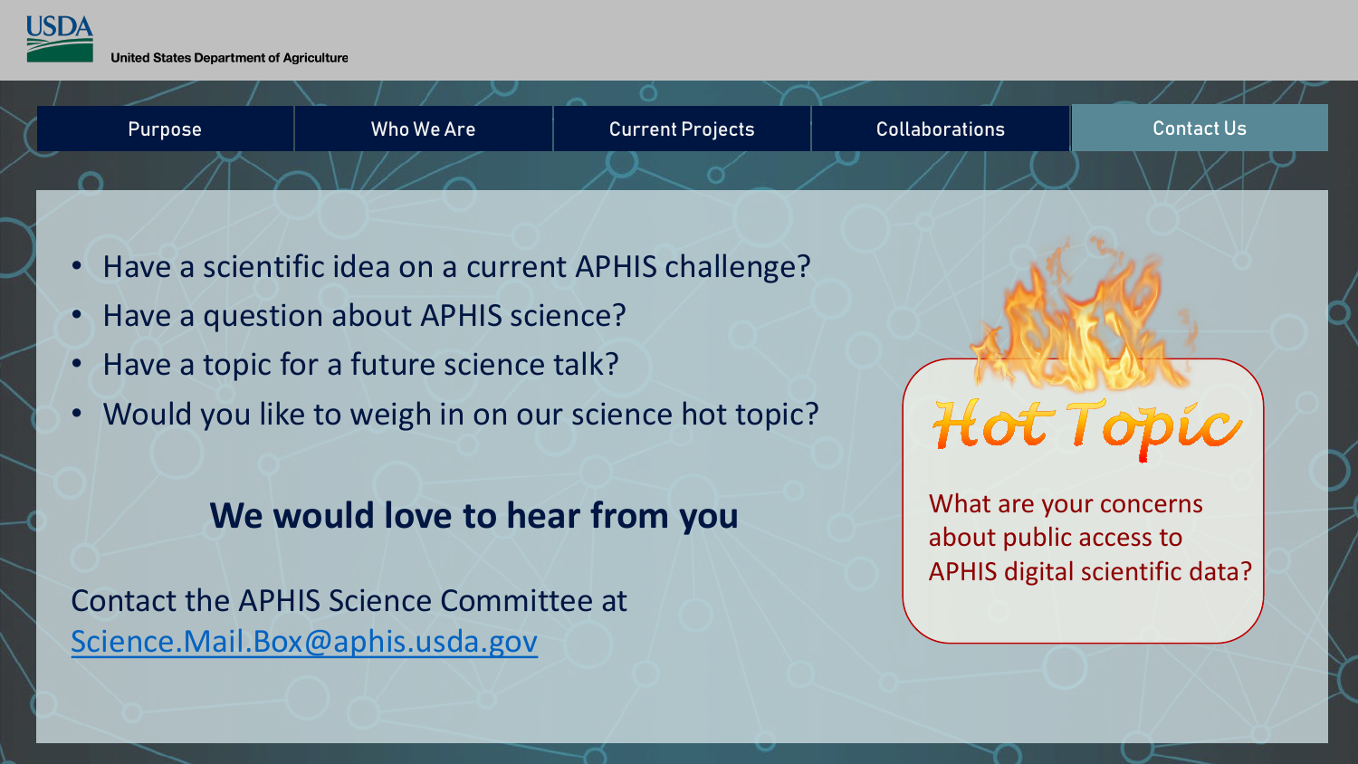USDA

United States Department of Agriculture

Purpose | Who We Are | Current Projects | Collaborations | Contact Us

- Have a scientific idea on a current APHIS challenge?
- Have a question about APHIS science?
- Have a topic for a future science talk?
- Would you like to weigh in on our science hot topic?

**We would love to hear from you**

Contact the APHIS Science Committee at
Science.Mail.Box@aphis.usda.gov

**Hot Topic**

What are your concerns about public access to APHIS digital scientific data?